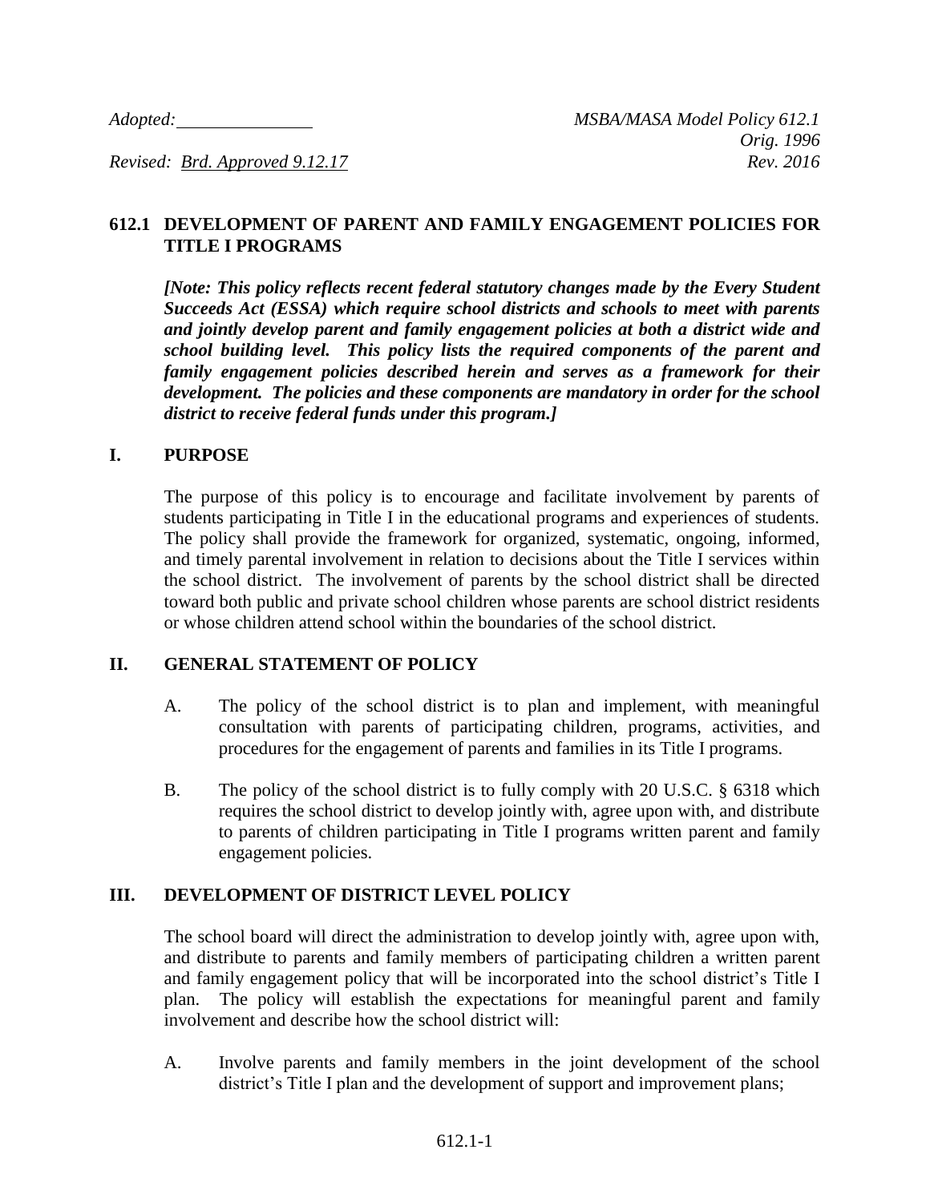*Adopted:* ______________ *MSBA/MASA Model Policy 612.1*
*Orig. 1996*
*Revised: Brd. Approved 9.12.17* *Rev. 2016*

## 612.1 DEVELOPMENT OF PARENT AND FAMILY ENGAGEMENT POLICIES FOR TITLE I PROGRAMS

***[Note: This policy reflects recent federal statutory changes made by the Every Student Succeeds Act (ESSA) which require school districts and schools to meet with parents and jointly develop parent and family engagement policies at both a district wide and school building level. This policy lists the required components of the parent and family engagement policies described herein and serves as a framework for their development. The policies and these components are mandatory in order for the school district to receive federal funds under this program.]***

### I. PURPOSE

The purpose of this policy is to encourage and facilitate involvement by parents of students participating in Title I in the educational programs and experiences of students. The policy shall provide the framework for organized, systematic, ongoing, informed, and timely parental involvement in relation to decisions about the Title I services within the school district. The involvement of parents by the school district shall be directed toward both public and private school children whose parents are school district residents or whose children attend school within the boundaries of the school district.

### II. GENERAL STATEMENT OF POLICY

A. The policy of the school district is to plan and implement, with meaningful consultation with parents of participating children, programs, activities, and procedures for the engagement of parents and families in its Title I programs.

B. The policy of the school district is to fully comply with 20 U.S.C. § 6318 which requires the school district to develop jointly with, agree upon with, and distribute to parents of children participating in Title I programs written parent and family engagement policies.

### III. DEVELOPMENT OF DISTRICT LEVEL POLICY

The school board will direct the administration to develop jointly with, agree upon with, and distribute to parents and family members of participating children a written parent and family engagement policy that will be incorporated into the school district's Title I plan. The policy will establish the expectations for meaningful parent and family involvement and describe how the school district will:

A. Involve parents and family members in the joint development of the school district's Title I plan and the development of support and improvement plans;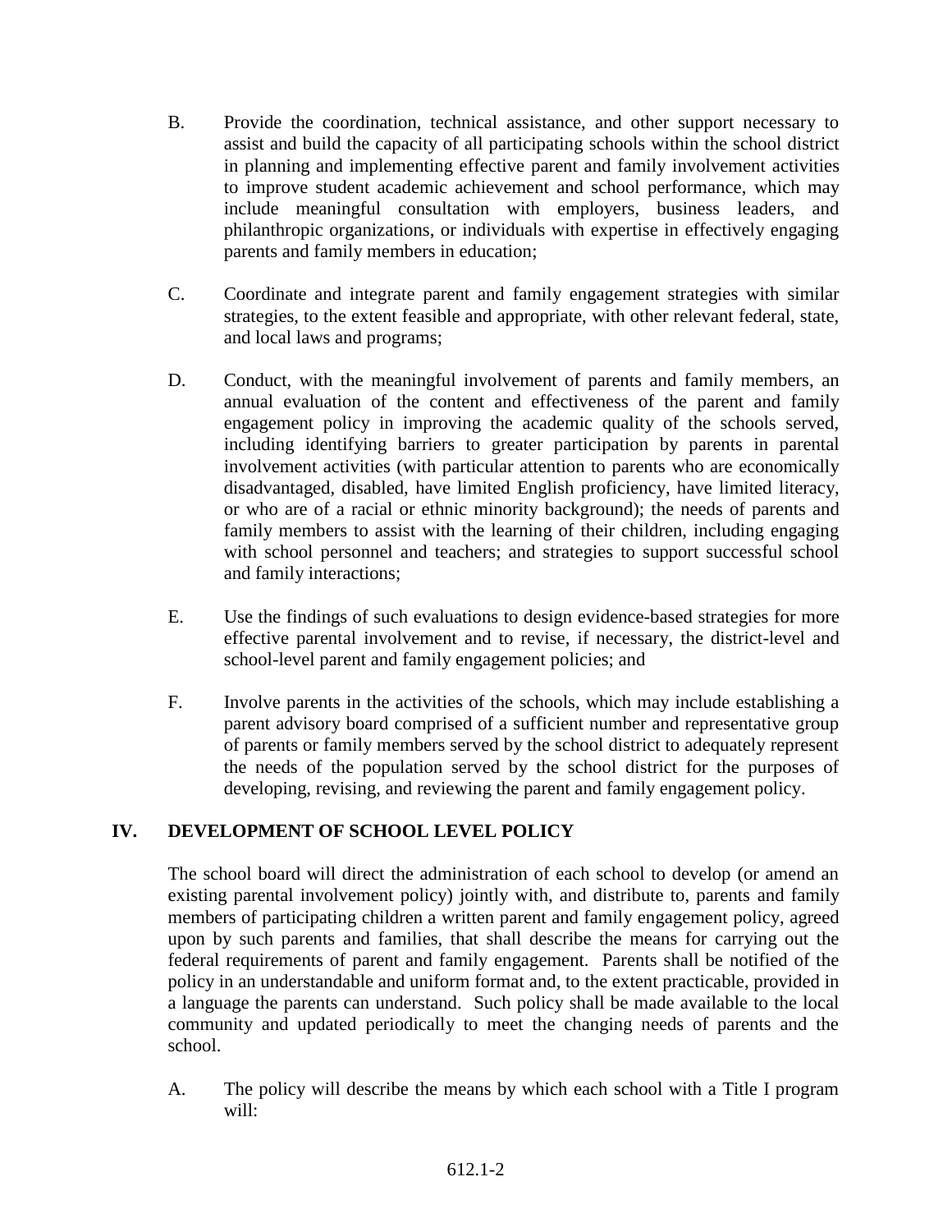B. Provide the coordination, technical assistance, and other support necessary to assist and build the capacity of all participating schools within the school district in planning and implementing effective parent and family involvement activities to improve student academic achievement and school performance, which may include meaningful consultation with employers, business leaders, and philanthropic organizations, or individuals with expertise in effectively engaging parents and family members in education;

C. Coordinate and integrate parent and family engagement strategies with similar strategies, to the extent feasible and appropriate, with other relevant federal, state, and local laws and programs;

D. Conduct, with the meaningful involvement of parents and family members, an annual evaluation of the content and effectiveness of the parent and family engagement policy in improving the academic quality of the schools served, including identifying barriers to greater participation by parents in parental involvement activities (with particular attention to parents who are economically disadvantaged, disabled, have limited English proficiency, have limited literacy, or who are of a racial or ethnic minority background); the needs of parents and family members to assist with the learning of their children, including engaging with school personnel and teachers; and strategies to support successful school and family interactions;

E. Use the findings of such evaluations to design evidence-based strategies for more effective parental involvement and to revise, if necessary, the district-level and school-level parent and family engagement policies; and

F. Involve parents in the activities of the schools, which may include establishing a parent advisory board comprised of a sufficient number and representative group of parents or family members served by the school district to adequately represent the needs of the population served by the school district for the purposes of developing, revising, and reviewing the parent and family engagement policy.

## IV. DEVELOPMENT OF SCHOOL LEVEL POLICY

The school board will direct the administration of each school to develop (or amend an existing parental involvement policy) jointly with, and distribute to, parents and family members of participating children a written parent and family engagement policy, agreed upon by such parents and families, that shall describe the means for carrying out the federal requirements of parent and family engagement. Parents shall be notified of the policy in an understandable and uniform format and, to the extent practicable, provided in a language the parents can understand. Such policy shall be made available to the local community and updated periodically to meet the changing needs of parents and the school.

A. The policy will describe the means by which each school with a Title I program will: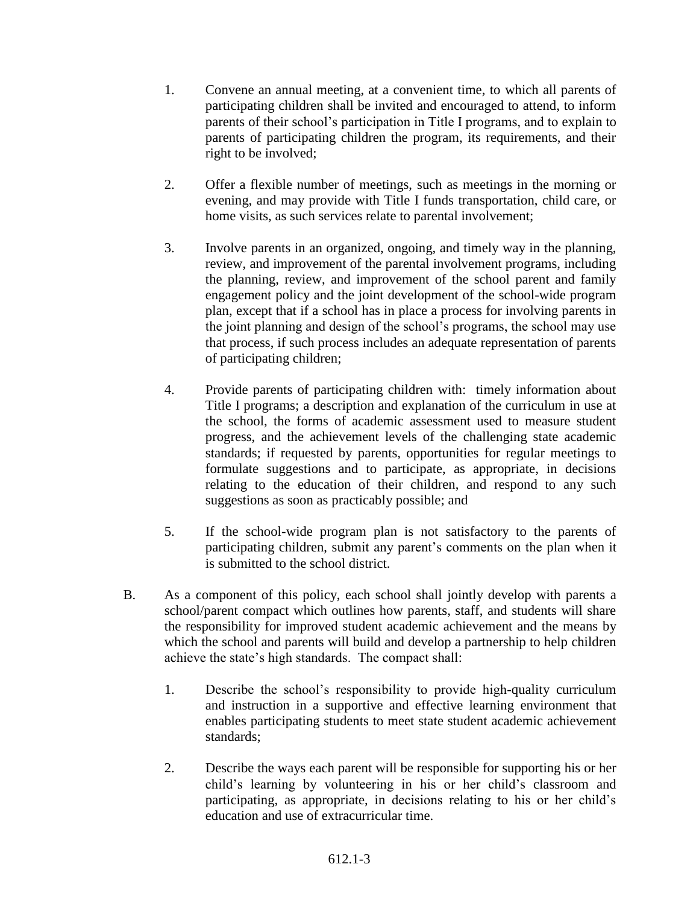1. Convene an annual meeting, at a convenient time, to which all parents of participating children shall be invited and encouraged to attend, to inform parents of their school's participation in Title I programs, and to explain to parents of participating children the program, its requirements, and their right to be involved;

2. Offer a flexible number of meetings, such as meetings in the morning or evening, and may provide with Title I funds transportation, child care, or home visits, as such services relate to parental involvement;

3. Involve parents in an organized, ongoing, and timely way in the planning, review, and improvement of the parental involvement programs, including the planning, review, and improvement of the school parent and family engagement policy and the joint development of the school-wide program plan, except that if a school has in place a process for involving parents in the joint planning and design of the school's programs, the school may use that process, if such process includes an adequate representation of parents of participating children;

4. Provide parents of participating children with: timely information about Title I programs; a description and explanation of the curriculum in use at the school, the forms of academic assessment used to measure student progress, and the achievement levels of the challenging state academic standards; if requested by parents, opportunities for regular meetings to formulate suggestions and to participate, as appropriate, in decisions relating to the education of their children, and respond to any such suggestions as soon as practicably possible; and

5. If the school-wide program plan is not satisfactory to the parents of participating children, submit any parent's comments on the plan when it is submitted to the school district.

B. As a component of this policy, each school shall jointly develop with parents a school/parent compact which outlines how parents, staff, and students will share the responsibility for improved student academic achievement and the means by which the school and parents will build and develop a partnership to help children achieve the state's high standards. The compact shall:

   1. Describe the school's responsibility to provide high-quality curriculum and instruction in a supportive and effective learning environment that enables participating students to meet state student academic achievement standards;

   2. Describe the ways each parent will be responsible for supporting his or her child's learning by volunteering in his or her child's classroom and participating, as appropriate, in decisions relating to his or her child's education and use of extracurricular time.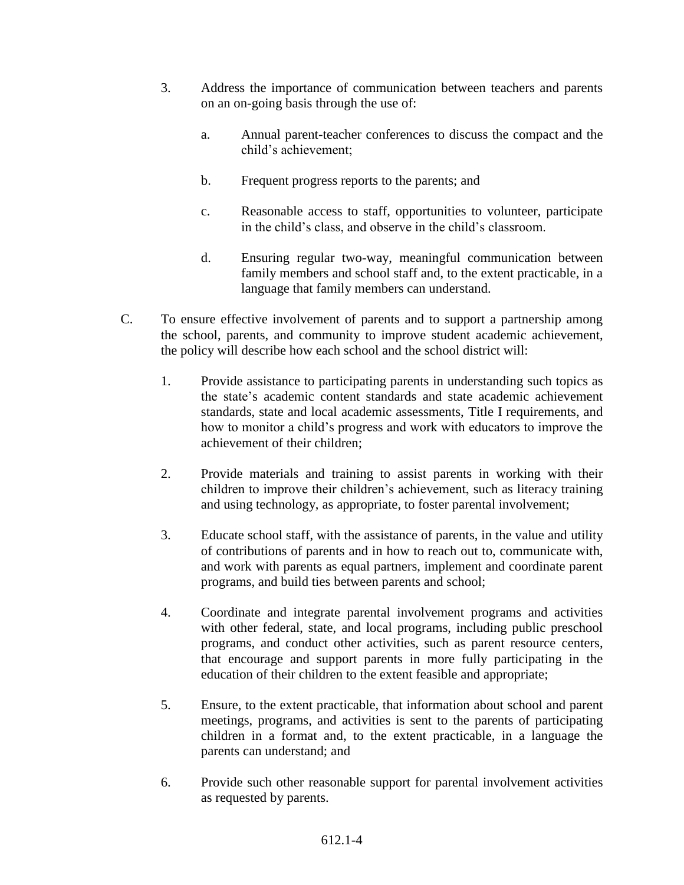3. Address the importance of communication between teachers and parents on an on-going basis through the use of:

    a. Annual parent-teacher conferences to discuss the compact and the child's achievement;

    b. Frequent progress reports to the parents; and

    c. Reasonable access to staff, opportunities to volunteer, participate in the child's class, and observe in the child's classroom.

    d. Ensuring regular two-way, meaningful communication between family members and school staff and, to the extent practicable, in a language that family members can understand.

C. To ensure effective involvement of parents and to support a partnership among the school, parents, and community to improve student academic achievement, the policy will describe how each school and the school district will:

1. Provide assistance to participating parents in understanding such topics as the state's academic content standards and state academic achievement standards, state and local academic assessments, Title I requirements, and how to monitor a child's progress and work with educators to improve the achievement of their children;

2. Provide materials and training to assist parents in working with their children to improve their children's achievement, such as literacy training and using technology, as appropriate, to foster parental involvement;

3. Educate school staff, with the assistance of parents, in the value and utility of contributions of parents and in how to reach out to, communicate with, and work with parents as equal partners, implement and coordinate parent programs, and build ties between parents and school;

4. Coordinate and integrate parental involvement programs and activities with other federal, state, and local programs, including public preschool programs, and conduct other activities, such as parent resource centers, that encourage and support parents in more fully participating in the education of their children to the extent feasible and appropriate;

5. Ensure, to the extent practicable, that information about school and parent meetings, programs, and activities is sent to the parents of participating children in a format and, to the extent practicable, in a language the parents can understand; and

6. Provide such other reasonable support for parental involvement activities as requested by parents.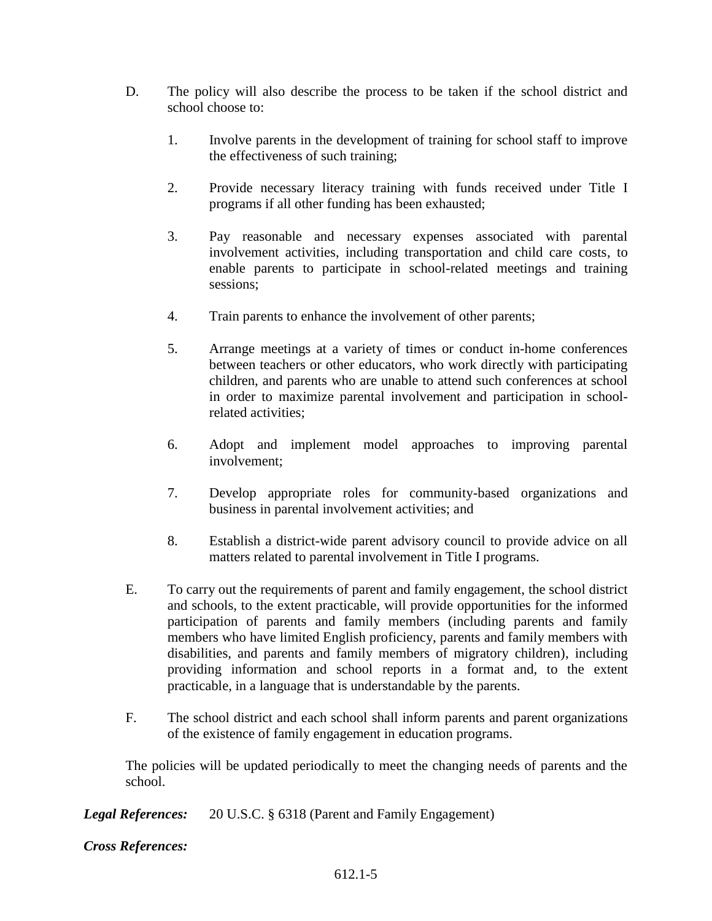D. The policy will also describe the process to be taken if the school district and school choose to:

   1. Involve parents in the development of training for school staff to improve the effectiveness of such training;

   2. Provide necessary literacy training with funds received under Title I programs if all other funding has been exhausted;

   3. Pay reasonable and necessary expenses associated with parental involvement activities, including transportation and child care costs, to enable parents to participate in school-related meetings and training sessions;

   4. Train parents to enhance the involvement of other parents;

   5. Arrange meetings at a variety of times or conduct in-home conferences between teachers or other educators, who work directly with participating children, and parents who are unable to attend such conferences at school in order to maximize parental involvement and participation in school-related activities;

   6. Adopt and implement model approaches to improving parental involvement;

   7. Develop appropriate roles for community-based organizations and business in parental involvement activities; and

   8. Establish a district-wide parent advisory council to provide advice on all matters related to parental involvement in Title I programs.

E. To carry out the requirements of parent and family engagement, the school district and schools, to the extent practicable, will provide opportunities for the informed participation of parents and family members (including parents and family members who have limited English proficiency, parents and family members with disabilities, and parents and family members of migratory children), including providing information and school reports in a format and, to the extent practicable, in a language that is understandable by the parents.

F. The school district and each school shall inform parents and parent organizations of the existence of family engagement in education programs.

The policies will be updated periodically to meet the changing needs of parents and the school.

***Legal References:*** 20 U.S.C. § 6318 (Parent and Family Engagement)

***Cross References:***